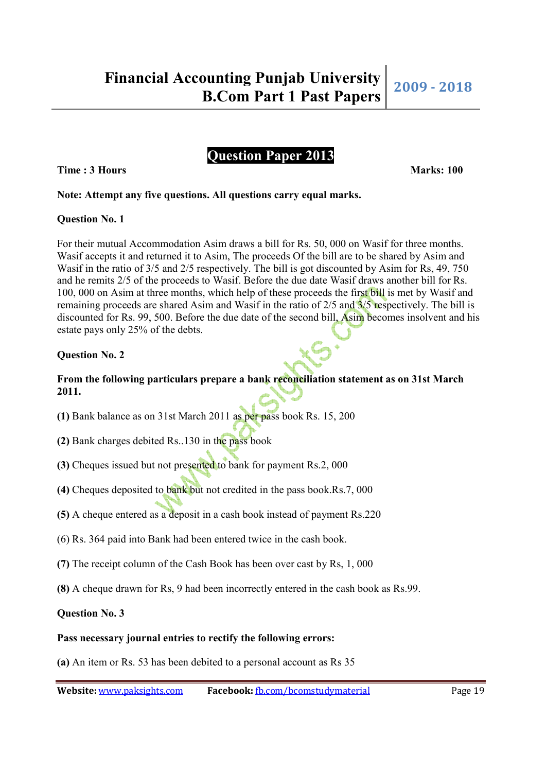## Question Paper 2013

**Time : 3 Hours** **Marks: 100**

**Note: Attempt any five questions. All questions carry equal marks.**

**Question No. 1**

For their mutual Accommodation Asim draws a bill for Rs. 50, 000 on Wasif for three months. Wasif accepts it and returned it to Asim, The proceeds Of the bill are to be shared by Asim and Wasif in the ratio of 3/5 and 2/5 respectively. The bill is got discounted by Asim for Rs, 49, 750 and he remits 2/5 of the proceeds to Wasif. Before the due date Wasif draws another bill for Rs. 100, 000 on Asim at three months, which help of these proceeds the first bill is met by Wasif and remaining proceeds are shared Asim and Wasif in the ratio of 2/5 and 3/5 respectively. The bill is discounted for Rs. 99, 500. Before the due date of the second bill, Asim becomes insolvent and his estate pays only 25% of the debts.

**Question No. 2**

**From the following particulars prepare a bank reconciliation statement as on 31st March 2011.**

**(1)** Bank balance as on 31st March 2011 as per pass book Rs. 15, 200

**(2)** Bank charges debited Rs..130 in the pass book

**(3)** Cheques issued but not presented to bank for payment Rs.2, 000

**(4)** Cheques deposited to bank but not credited in the pass book.Rs.7, 000

**(5)** A cheque entered as a deposit in a cash book instead of payment Rs.220

(6) Rs. 364 paid into Bank had been entered twice in the cash book.

**(7)** The receipt column of the Cash Book has been over cast by Rs, 1, 000

**(8)** A cheque drawn for Rs, 9 had been incorrectly entered in the cash book as Rs.99.

**Question No. 3**

**Pass necessary journal entries to rectify the following errors:**

**(a)** An item or Rs. 53 has been debited to a personal account as Rs 35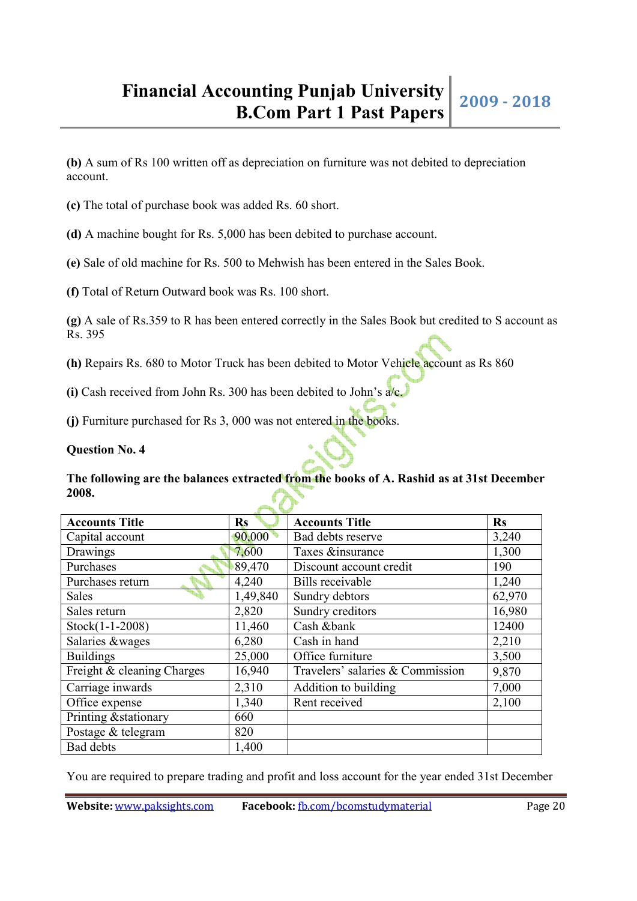**(b)** A sum of Rs 100 written off as depreciation on furniture was not debited to depreciation account.

**(c)** The total of purchase book was added Rs. 60 short.

**(d)** A machine bought for Rs. 5,000 has been debited to purchase account.

**(e)** Sale of old machine for Rs. 500 to Mehwish has been entered in the Sales Book.

**(f)** Total of Return Outward book was Rs. 100 short.

**(g)** A sale of Rs.359 to R has been entered correctly in the Sales Book but credited to S account as Rs. 395

**(h)** Repairs Rs. 680 to Motor Truck has been debited to Motor Vehicle account as Rs 860

**(i)** Cash received from John Rs. 300 has been debited to John's a/c.

**(j)** Furniture purchased for Rs 3, 000 was not entered in the books.

**Question No. 4**

**The following are the balances extracted from the books of A. Rashid as at 31st December 2008.**

| Accounts Title | Rs | Accounts Title | Rs |
|---|---|---|---|
| Capital account | 90,000 | Bad debts reserve | 3,240 |
| Drawings | 7,600 | Taxes &insurance | 1,300 |
| Purchases | 89,470 | Discount account credit | 190 |
| Purchases return | 4,240 | Bills receivable | 1,240 |
| Sales | 1,49,840 | Sundry debtors | 62,970 |
| Sales return | 2,820 | Sundry creditors | 16,980 |
| Stock(1-1-2008) | 11,460 | Cash &bank | 12400 |
| Salaries &wages | 6,280 | Cash in hand | 2,210 |
| Buildings | 25,000 | Office furniture | 3,500 |
| Freight & cleaning Charges | 16,940 | Travelers' salaries & Commission | 9,870 |
| Carriage inwards | 2,310 | Addition to building | 7,000 |
| Office expense | 1,340 | Rent received | 2,100 |
| Printing &stationary | 660 | | |
| Postage & telegram | 820 | | |
| Bad debts | 1,400 | | |

You are required to prepare trading and profit and loss account for the year ended 31st December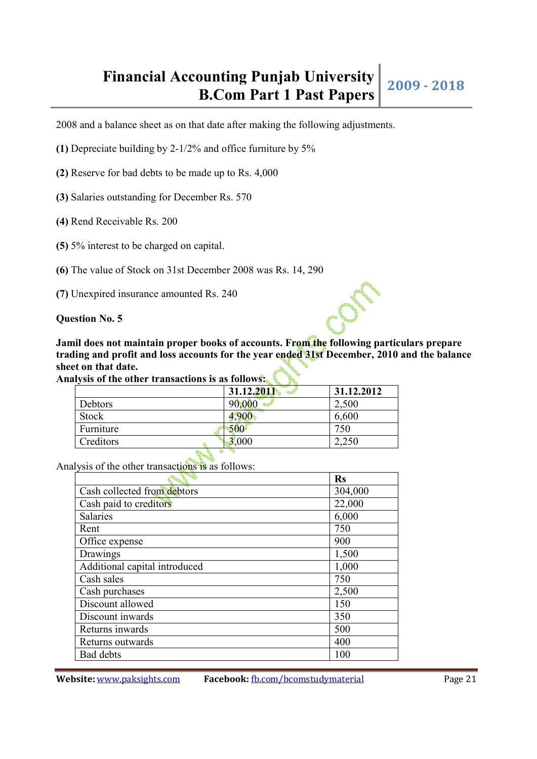2008 and a balance sheet as on that date after making the following adjustments.

**(1)** Depreciate building by 2-1/2% and office furniture by 5%

**(2)** Reserve for bad debts to be made up to Rs. 4,000

**(3)** Salaries outstanding for December Rs. 570

**(4)** Rend Receivable Rs. 200

**(5)** 5% interest to be charged on capital.

**(6)** The value of Stock on 31st December 2008 was Rs. 14, 290

**(7)** Unexpired insurance amounted Rs. 240

**Question No. 5**

**Jamil does not maintain proper books of accounts. From the following particulars prepare trading and profit and loss accounts for the year ended 31st December, 2010 and the balance sheet on that date.**

**Analysis of the other transactions is as follows:**

| | **31.12.2011** | **31.12.2012** |
|---|---|---|
| Debtors | 90,000 | 2,500 |
| Stock | 4,900 | 6,600 |
| Furniture | 500 | 750 |
| Creditors | 3,000 | 2,250 |

Analysis of the other transactions is as follows:

| | **Rs** |
|---|---|
| Cash collected from debtors | 304,000 |
| Cash paid to creditors | 22,000 |
| Salaries | 6,000 |
| Rent | 750 |
| Office expense | 900 |
| Drawings | 1,500 |
| Additional capital introduced | 1,000 |
| Cash sales | 750 |
| Cash purchases | 2,500 |
| Discount allowed | 150 |
| Discount inwards | 350 |
| Returns inwards | 500 |
| Returns outwards | 400 |
| Bad debts | 100 |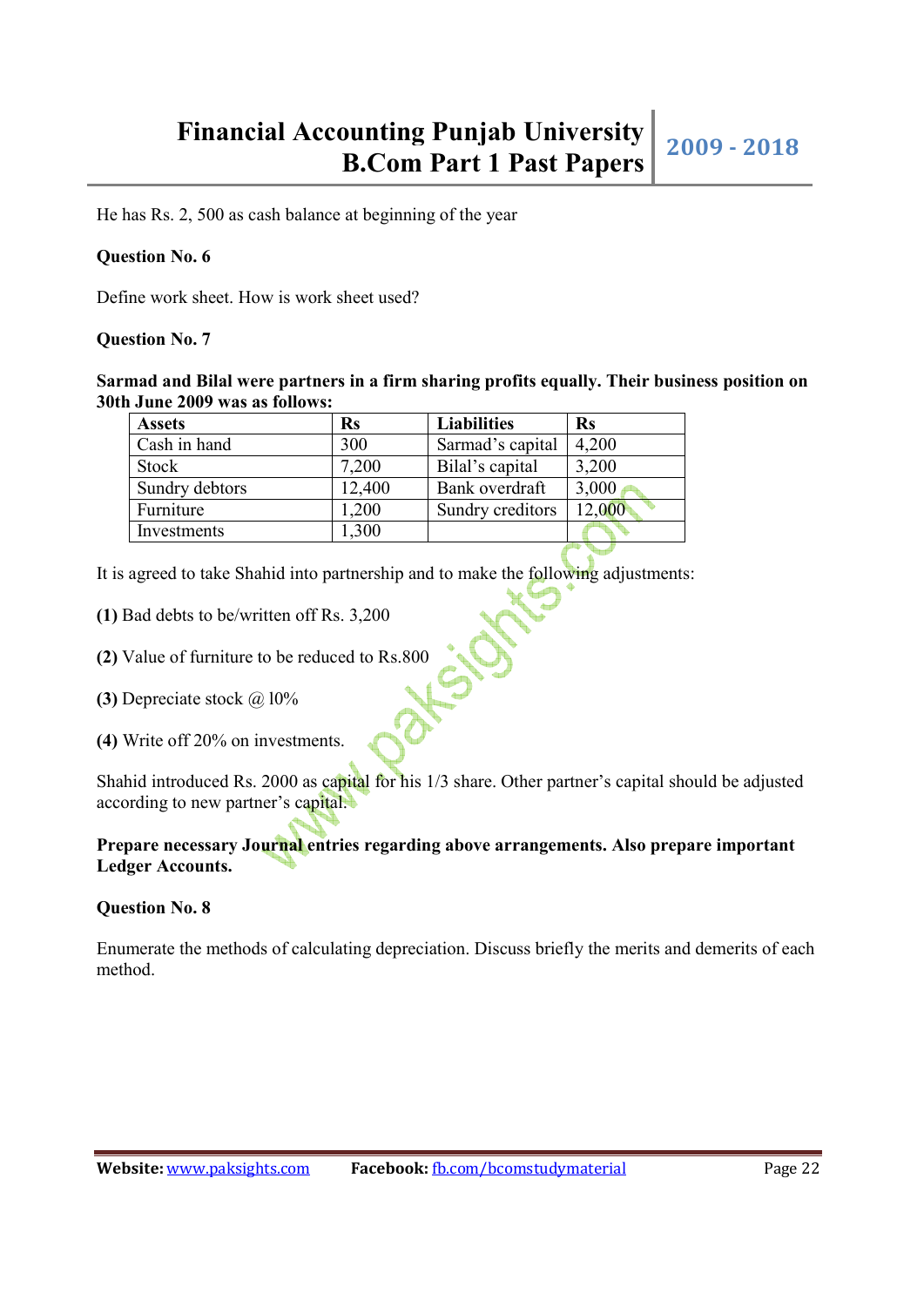He has Rs. 2, 500 as cash balance at beginning of the year

**Question No. 6**

Define work sheet. How is work sheet used?

**Question No. 7**

**Sarmad and Bilal were partners in a firm sharing profits equally. Their business position on 30th June 2009 was as follows:**

| Assets | Rs | Liabilities | Rs |
|---|---|---|---|
| Cash in hand | 300 | Sarmad's capital | 4,200 |
| Stock | 7,200 | Bilal's capital | 3,200 |
| Sundry debtors | 12,400 | Bank overdraft | 3,000 |
| Furniture | 1,200 | Sundry creditors | 12,000 |
| Investments | 1,300 | | |

It is agreed to take Shahid into partnership and to make the following adjustments:

**(1)** Bad debts to be/written off Rs. 3,200

**(2)** Value of furniture to be reduced to Rs.800

**(3)** Depreciate stock @ l0%

**(4)** Write off 20% on investments.

Shahid introduced Rs. 2000 as capital for his 1/3 share. Other partner's capital should be adjusted according to new partner's capital.

**Prepare necessary Journal entries regarding above arrangements. Also prepare important Ledger Accounts.**

**Question No. 8**

Enumerate the methods of calculating depreciation. Discuss briefly the merits and demerits of each method.